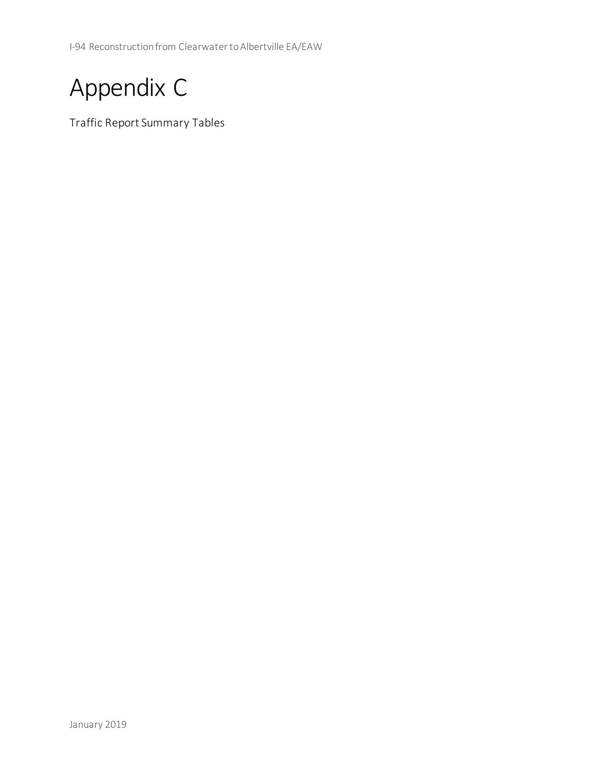# Appendix C

Traffic Report Summary Tables

January 2019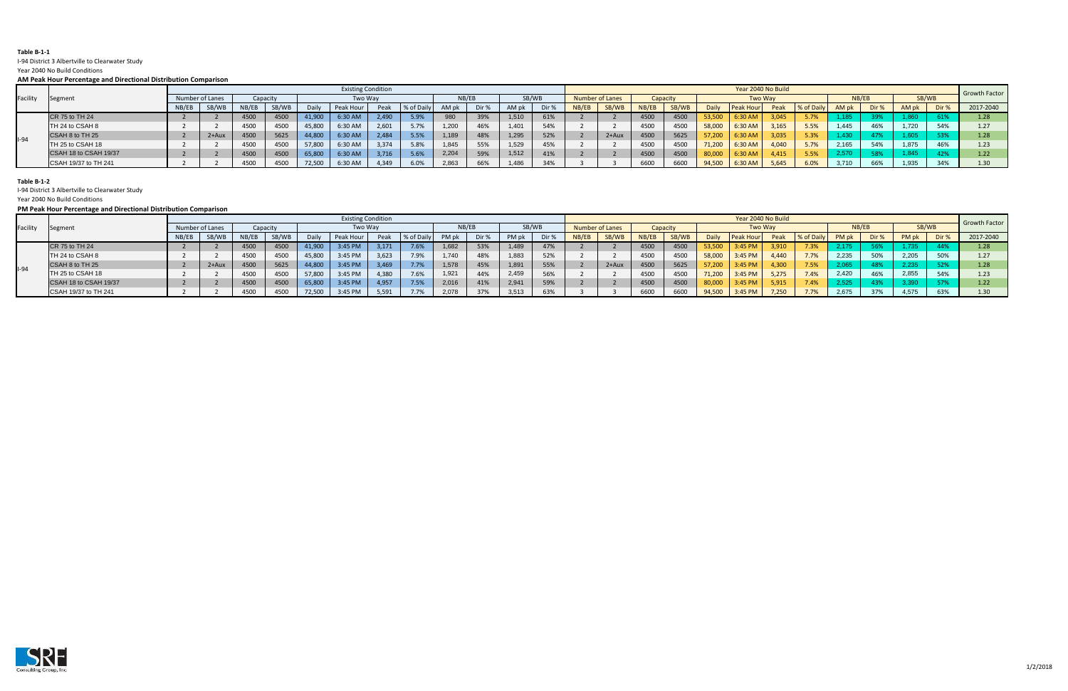**Table B-1-1**

I-94 District 3 Albertville to Clearwater Study

Year 2040 No Build Conditions

**AM Peak Hour Percentage and Directional Distribution Comparison**

| Facility | Segment | Existing Condition | | | | | | | | | | | | | | Year 2040 No Build | | | | | | | | | | | | | | Growth Factor |
|---|---|---|---|---|---|---|---|---|---|---|---|---|---|---|---|---|---|---|---|---|---|---|---|---|---|---|---|---|---|---|
| | | Number of Lanes | | Capacity | | Two Way | | | | NB/EB | | SB/WB | | | | Number of Lanes | | Capacity | | Two Way | | | | NB/EB | | SB/WB | | | | |
| | | NB/EB | SB/WB | NB/EB | SB/WB | Daily | Peak Hour | Peak | % of Daily | AM pk | Dir % | AM pk | Dir % | | | NB/EB | SB/WB | NB/EB | SB/WB | Daily | Peak Hour | Peak | % of Daily | AM pk | Dir % | AM pk | Dir % | | | 2017-2040 |
| I-94 | CR 75 to TH 24 | 2 | 2 | 4500 | 4500 | 41,900 | 6:30 AM | 2,490 | 5.9% | 980 | 39% | 1,510 | 61% | | | 2 | 2 | 4500 | 4500 | 53,500 | 6:30 AM | 3,045 | 5.7% | 1,185 | 39% | 1,860 | 61% | | | 1.28 |
| | TH 24 to CSAH 8 | 2 | 2 | 4500 | 4500 | 45,800 | 6:30 AM | 2,601 | 5.7% | 1,200 | 46% | 1,401 | 54% | | | 2 | 2 | 4500 | 4500 | 58,000 | 6:30 AM | 3,165 | 5.5% | 1,445 | 46% | 1,720 | 54% | | | 1.27 |
| | CSAH 8 to TH 25 | 2 | 2+Aux | 4500 | 5625 | 44,800 | 6:30 AM | 2,484 | 5.5% | 1,189 | 48% | 1,295 | 52% | | | 2 | 2+Aux | 4500 | 5625 | 57,200 | 6:30 AM | 3,035 | 5.3% | 1,430 | 47% | 1,605 | 53% | | | 1.28 |
| | TH 25 to CSAH 18 | 2 | 2 | 4500 | 4500 | 57,800 | 6:30 AM | 3,374 | 5.8% | 1,845 | 55% | 1,529 | 45% | | | 2 | 2 | 4500 | 4500 | 71,200 | 6:30 AM | 4,040 | 5.7% | 2,165 | 54% | 1,875 | 46% | | | 1.23 |
| | CSAH 18 to CSAH 19/37 | 2 | 2 | 4500 | 4500 | 65,800 | 6:30 AM | 3,716 | 5.6% | 2,204 | 59% | 1,512 | 41% | | | 2 | 2 | 4500 | 4500 | 80,000 | 6:30 AM | 4,415 | 5.5% | 2,570 | 58% | 1,845 | 42% | | | 1.22 |
| | CSAH 19/37 to TH 241 | 2 | 2 | 4500 | 4500 | 72,500 | 6:30 AM | 4,349 | 6.0% | 2,863 | 66% | 1,486 | 34% | | | 3 | 3 | 6600 | 6600 | 94,500 | 6:30 AM | 5,645 | 6.0% | 3,710 | 66% | 1,935 | 34% | | | 1.30 |

**Table B-1-2**

I-94 District 3 Albertville to Clearwater Study

Year 2040 No Build Conditions

**PM Peak Hour Percentage and Directional Distribution Comparison**

| Facility | Segment | Existing Condition | | | | | | | | | | | | Year 2040 No Build | | | | | | | | | | | | Growth Factor |
|---|---|---|---|---|---|---|---|---|---|---|---|---|---|---|---|---|---|---|---|---|---|---|---|---|---|---|
| | | Number of Lanes | | Capacity | | Two Way | | | | NB/EB | | SB/WB | | Number of Lanes | | Capacity | | Two Way | | | | NB/EB | | SB/WB | | |
| | | NB/EB | SB/WB | NB/EB | SB/WB | Daily | Peak Hour | Peak | % of Daily | PM pk | Dir % | PM pk | Dir % | NB/EB | SB/WB | NB/EB | SB/WB | Daily | Peak Hour | Peak | % of Daily | PM pk | Dir % | PM pk | Dir % | 2017-2040 |
| I-94 | CR 75 to TH 24 | 2 | 2 | 4500 | 4500 | 41,900 | 3:45 PM | 3,171 | 7.6% | 1,682 | 53% | 1,489 | 47% | 2 | 2 | 4500 | 4500 | 53,500 | 3:45 PM | 3,910 | 7.3% | 2,175 | 56% | 1,735 | 44% | 1.28 |
| | TH 24 to CSAH 8 | 2 | 2 | 4500 | 4500 | 45,800 | 3:45 PM | 3,623 | 7.9% | 1,740 | 48% | 1,883 | 52% | 2 | 2 | 4500 | 4500 | 58,000 | 3:45 PM | 4,440 | 7.7% | 2,235 | 50% | 2,205 | 50% | 1.27 |
| | CSAH 8 to TH 25 | 2 | 2+Aux | 4500 | 5625 | 44,800 | 3:45 PM | 3,469 | 7.7% | 1,578 | 45% | 1,891 | 55% | 2 | 2+Aux | 4500 | 5625 | 57,200 | 3:45 PM | 4,300 | 7.5% | 2,065 | 48% | 2,235 | 52% | 1.28 |
| | TH 25 to CSAH 18 | 2 | 2 | 4500 | 4500 | 57,800 | 3:45 PM | 4,380 | 7.6% | 1,921 | 44% | 2,459 | 56% | 2 | 2 | 4500 | 4500 | 71,200 | 3:45 PM | 5,275 | 7.4% | 2,420 | 46% | 2,855 | 54% | 1.23 |
| | CSAH 18 to CSAH 19/37 | 2 | 2 | 4500 | 4500 | 65,800 | 3:45 PM | 4,957 | 7.5% | 2,016 | 41% | 2,941 | 59% | 2 | 2 | 4500 | 4500 | 80,000 | 3:45 PM | 5,915 | 7.4% | 2,525 | 43% | 3,390 | 57% | 1.22 |
| | CSAH 19/37 to TH 241 | 2 | 2 | 4500 | 4500 | 72,500 | 3:45 PM | 5,591 | 7.7% | 2,078 | 37% | 3,513 | 63% | 3 | 3 | 6600 | 6600 | 94,500 | 3:45 PM | 7,250 | 7.7% | 2,675 | 37% | 4,575 | 63% | 1.30 |

SRF Consulting Group, Inc.

1/2/2018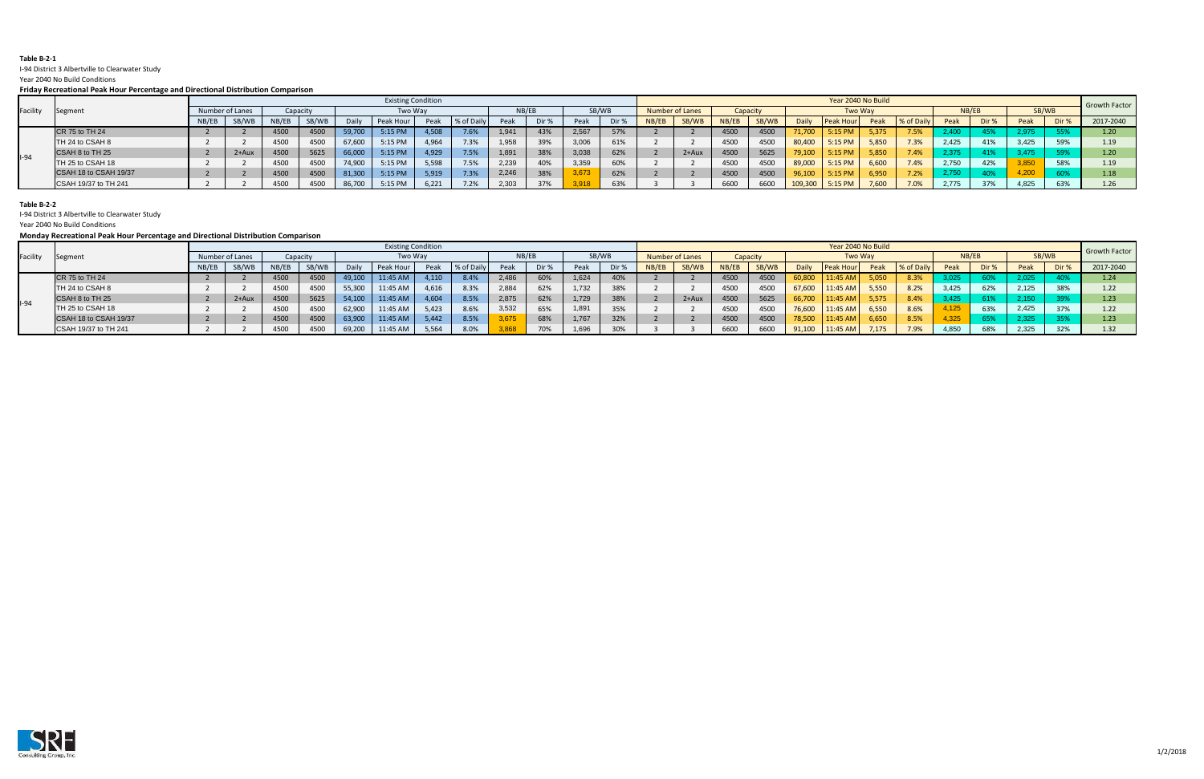**Table B-2-1**

I-94 District 3 Albertville to Clearwater Study

Year 2040 No Build Conditions

**Friday Recreational Peak Hour Percentage and Directional Distribution Comparison**

| Facility | Segment | Existing Condition | | | | | | | | | | | | | | Year 2040 No Build | | | | | | | | | | | | | | Growth Factor |
|---|---|---|---|---|---|---|---|---|---|---|---|---|---|---|---|---|---|---|---|---|---|---|---|---|---|---|---|---|---|---|
| | | Number of Lanes | | Capacity | | Two Way | | | | NB/EB | | SB/WB | | | | Number of Lanes | | Capacity | | Two Way | | | | NB/EB | | SB/WB | | | | |
| | | NB/EB | SB/WB | NB/EB | SB/WB | Daily | Peak Hour | Peak | % of Daily | Peak | Dir % | Peak | Dir % | | | NB/EB | SB/WB | NB/EB | SB/WB | Daily | Peak Hour | Peak | % of Daily | Peak | Dir % | Peak | Dir % | | | 2017-2040 |
| I-94 | CR 75 to TH 24 | 2 | 2 | 4500 | 4500 | 59,700 | 5:15 PM | 4,508 | 7.6% | 1,941 | 43% | 2,567 | 57% | | | 2 | 2 | 4500 | 4500 | 71,700 | 5:15 PM | 5,375 | 7.5% | 2,400 | 45% | 2,975 | 55% | | | 1.20 |
| | TH 24 to CSAH 8 | 2 | 2 | 4500 | 4500 | 67,600 | 5:15 PM | 4,964 | 7.3% | 1,958 | 39% | 3,006 | 61% | | | 2 | 2 | 4500 | 4500 | 80,400 | 5:15 PM | 5,850 | 7.3% | 2,425 | 41% | 3,425 | 59% | | | 1.19 |
| | CSAH 8 to TH 25 | 2 | 2+Aux | 4500 | 5625 | 66,000 | 5:15 PM | 4,929 | 7.5% | 1,891 | 38% | 3,038 | 62% | | | 2 | 2+Aux | 4500 | 5625 | 79,100 | 5:15 PM | 5,850 | 7.4% | 2,375 | 41% | 3,475 | 59% | | | 1.20 |
| | TH 25 to CSAH 18 | 2 | 2 | 4500 | 4500 | 74,900 | 5:15 PM | 5,598 | 7.5% | 2,239 | 40% | 3,359 | 60% | | | 2 | 2 | 4500 | 4500 | 89,000 | 5:15 PM | 6,600 | 7.4% | 2,750 | 42% | 3,850 | 58% | | | 1.19 |
| | CSAH 18 to CSAH 19/37 | 2 | 2 | 4500 | 4500 | 81,300 | 5:15 PM | 5,919 | 7.3% | 2,246 | 38% | 3,673 | 62% | | | 2 | 2 | 4500 | 4500 | 96,100 | 5:15 PM | 6,950 | 7.2% | 2,750 | 40% | 4,200 | 60% | | | 1.18 |
| | CSAH 19/37 to TH 241 | 2 | 2 | 4500 | 4500 | 86,700 | 5:15 PM | 6,221 | 7.2% | 2,303 | 37% | 3,918 | 63% | | | 3 | 3 | 6600 | 6600 | 109,300 | 5:15 PM | 7,600 | 7.0% | 2,775 | 37% | 4,825 | 63% | | | 1.26 |

**Table B-2-2**

I-94 District 3 Albertville to Clearwater Study

Year 2040 No Build Conditions

**Monday Recreational Peak Hour Percentage and Directional Distribution Comparison**

| Facility | Segment | Existing Condition | | | | | | | | | | | | | | Year 2040 No Build | | | | | | | | | | | | | | Growth Factor |
|---|---|---|---|---|---|---|---|---|---|---|---|---|---|---|---|---|---|---|---|---|---|---|---|---|---|---|---|---|---|---|
| | | Number of Lanes | | Capacity | | Two Way | | | | NB/EB | | SB/WB | | | | Number of Lanes | | Capacity | | Two Way | | | | NB/EB | | SB/WB | | | | |
| | | NB/EB | SB/WB | NB/EB | SB/WB | Daily | Peak Hour | Peak | % of Daily | Peak | Dir % | Peak | Dir % | | | NB/EB | SB/WB | NB/EB | SB/WB | Daily | Peak Hour | Peak | % of Daily | Peak | Dir % | Peak | Dir % | | | 2017-2040 |
| I-94 | CR 75 to TH 24 | 2 | 2 | 4500 | 4500 | 49,100 | 11:45 AM | 4,110 | 8.4% | 2,486 | 60% | 1,624 | 40% | | | 2 | 2 | 4500 | 4500 | 60,800 | 11:45 AM | 5,050 | 8.3% | 3,025 | 60% | 2,025 | 40% | | | 1.24 |
| | TH 24 to CSAH 8 | 2 | 2 | 4500 | 4500 | 55,300 | 11:45 AM | 4,616 | 8.3% | 2,884 | 62% | 1,732 | 38% | | | 2 | 2 | 4500 | 4500 | 67,600 | 11:45 AM | 5,550 | 8.2% | 3,425 | 62% | 2,125 | 38% | | | 1.22 |
| | CSAH 8 to TH 25 | 2 | 2+Aux | 4500 | 5625 | 54,100 | 11:45 AM | 4,604 | 8.5% | 2,875 | 62% | 1,729 | 38% | | | 2 | 2+Aux | 4500 | 5625 | 66,700 | 11:45 AM | 5,575 | 8.4% | 3,425 | 61% | 2,150 | 39% | | | 1.23 |
| | TH 25 to CSAH 18 | 2 | 2 | 4500 | 4500 | 62,900 | 11:45 AM | 5,423 | 8.6% | 3,532 | 65% | 1,891 | 35% | | | 2 | 2 | 4500 | 4500 | 76,600 | 11:45 AM | 6,550 | 8.6% | 4,125 | 63% | 2,425 | 37% | | | 1.22 |
| | CSAH 18 to CSAH 19/37 | 2 | 2 | 4500 | 4500 | 63,900 | 11:45 AM | 5,442 | 8.5% | 3,675 | 68% | 1,767 | 32% | | | 2 | 2 | 4500 | 4500 | 78,500 | 11:45 AM | 6,650 | 8.5% | 4,325 | 65% | 2,325 | 35% | | | 1.23 |
| | CSAH 19/37 to TH 241 | 2 | 2 | 4500 | 4500 | 69,200 | 11:45 AM | 5,564 | 8.0% | 3,868 | 70% | 1,696 | 30% | | | 3 | 3 | 6600 | 6600 | 91,100 | 11:45 AM | 7,175 | 7.9% | 4,850 | 68% | 2,325 | 32% | | | 1.32 |

1/2/2018